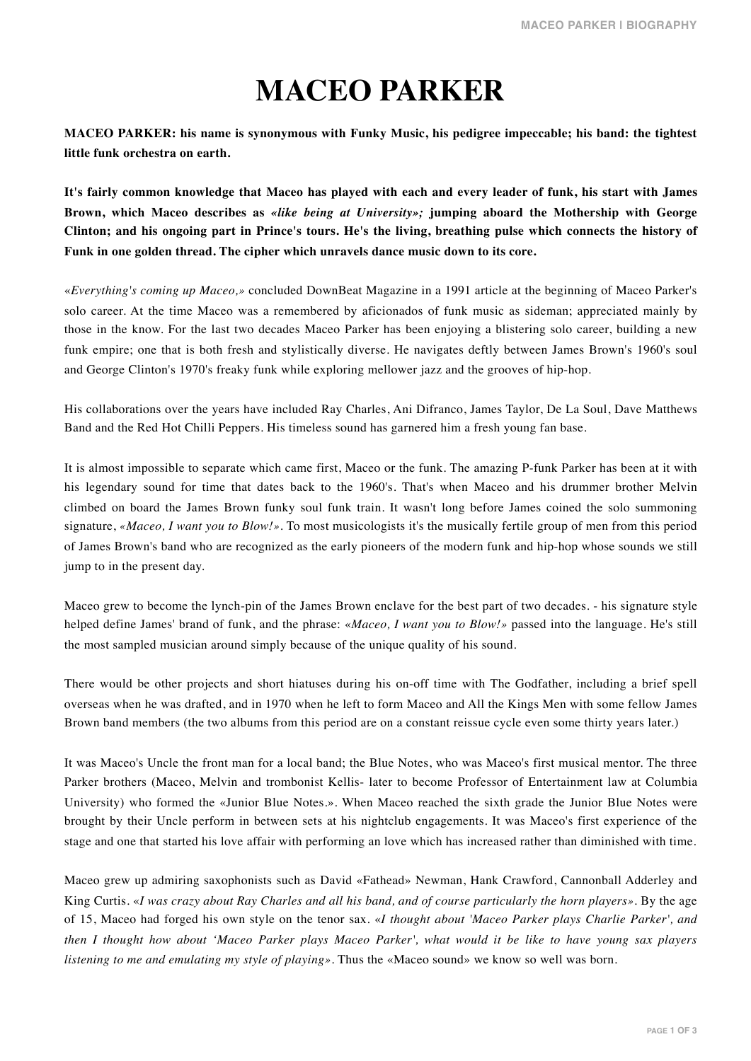# MACEO PARKER

**MACEO PARKER: his name is synonymous with Funky Music, his pedigree impeccable; his band: the tightest little funk orchestra on earth.**

**It's fairly common knowledge that Maceo has played with each and every leader of funk, his start with James Brown, which Maceo describes as *«like being at University»;* jumping aboard the Mothership with George Clinton; and his ongoing part in Prince's tours. He's the living, breathing pulse which connects the history of Funk in one golden thread. The cipher which unravels dance music down to its core.**

*«Everything's coming up Maceo,»* concluded DownBeat Magazine in a 1991 article at the beginning of Maceo Parker's solo career. At the time Maceo was a remembered by aficionados of funk music as sideman; appreciated mainly by those in the know. For the last two decades Maceo Parker has been enjoying a blistering solo career, building a new funk empire; one that is both fresh and stylistically diverse. He navigates deftly between James Brown's 1960's soul and George Clinton's 1970's freaky funk while exploring mellower jazz and the grooves of hip-hop.

His collaborations over the years have included Ray Charles, Ani Difranco, James Taylor, De La Soul, Dave Matthews Band and the Red Hot Chilli Peppers. His timeless sound has garnered him a fresh young fan base.

It is almost impossible to separate which came first, Maceo or the funk. The amazing P-funk Parker has been at it with his legendary sound for time that dates back to the 1960's. That's when Maceo and his drummer brother Melvin climbed on board the James Brown funky soul funk train. It wasn't long before James coined the solo summoning signature, *«Maceo, I want you to Blow!»*. To most musicologists it's the musically fertile group of men from this period of James Brown's band who are recognized as the early pioneers of the modern funk and hip-hop whose sounds we still jump to in the present day.

Maceo grew to become the lynch-pin of the James Brown enclave for the best part of two decades. - his signature style helped define James' brand of funk, and the phrase: *«Maceo, I want you to Blow!»* passed into the language. He's still the most sampled musician around simply because of the unique quality of his sound.

There would be other projects and short hiatuses during his on-off time with The Godfather, including a brief spell overseas when he was drafted, and in 1970 when he left to form Maceo and All the Kings Men with some fellow James Brown band members (the two albums from this period are on a constant reissue cycle even some thirty years later.)

It was Maceo's Uncle the front man for a local band; the Blue Notes, who was Maceo's first musical mentor. The three Parker brothers (Maceo, Melvin and trombonist Kellis- later to become Professor of Entertainment law at Columbia University) who formed the «Junior Blue Notes.». When Maceo reached the sixth grade the Junior Blue Notes were brought by their Uncle perform in between sets at his nightclub engagements. It was Maceo's first experience of the stage and one that started his love affair with performing an love which has increased rather than diminished with time.

Maceo grew up admiring saxophonists such as David «Fathead» Newman, Hank Crawford, Cannonball Adderley and King Curtis. «*I was crazy about Ray Charles and all his band, and of course particularly the horn players»*. By the age of 15, Maceo had forged his own style on the tenor sax. *«I thought about 'Maceo Parker plays Charlie Parker', and then I thought how about 'Maceo Parker plays Maceo Parker', what would it be like to have young sax players listening to me and emulating my style of playing»*. Thus the «Maceo sound» we know so well was born.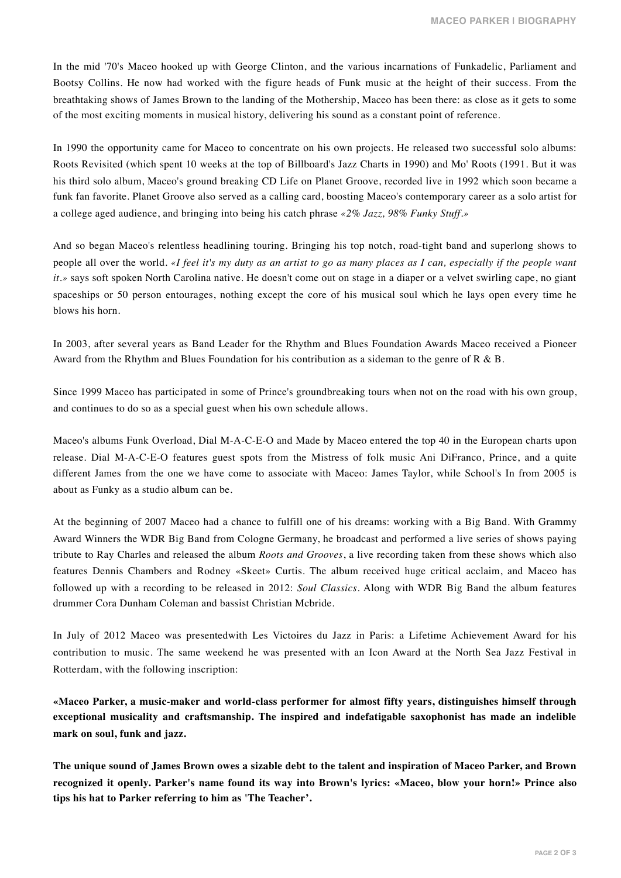In the mid '70's Maceo hooked up with George Clinton, and the various incarnations of Funkadelic, Parliament and Bootsy Collins. He now had worked with the figure heads of Funk music at the height of their success. From the breathtaking shows of James Brown to the landing of the Mothership, Maceo has been there: as close as it gets to some of the most exciting moments in musical history, delivering his sound as a constant point of reference.

In 1990 the opportunity came for Maceo to concentrate on his own projects. He released two successful solo albums: Roots Revisited (which spent 10 weeks at the top of Billboard's Jazz Charts in 1990) and Mo' Roots (1991. But it was his third solo album, Maceo's ground breaking CD Life on Planet Groove, recorded live in 1992 which soon became a funk fan favorite. Planet Groove also served as a calling card, boosting Maceo's contemporary career as a solo artist for a college aged audience, and bringing into being his catch phrase *«2% Jazz, 98% Funky Stuff.»*

And so began Maceo's relentless headlining touring. Bringing his top notch, road-tight band and superlong shows to people all over the world. *«I feel it's my duty as an artist to go as many places as I can, especially if the people want it.»* says soft spoken North Carolina native. He doesn't come out on stage in a diaper or a velvet swirling cape, no giant spaceships or 50 person entourages, nothing except the core of his musical soul which he lays open every time he blows his horn.

In 2003, after several years as Band Leader for the Rhythm and Blues Foundation Awards Maceo received a Pioneer Award from the Rhythm and Blues Foundation for his contribution as a sideman to the genre of R & B.

Since 1999 Maceo has participated in some of Prince's groundbreaking tours when not on the road with his own group, and continues to do so as a special guest when his own schedule allows.

Maceo's albums Funk Overload, Dial M-A-C-E-O and Made by Maceo entered the top 40 in the European charts upon release. Dial M-A-C-E-O features guest spots from the Mistress of folk music Ani DiFranco, Prince, and a quite different James from the one we have come to associate with Maceo: James Taylor, while School's In from 2005 is about as Funky as a studio album can be.

At the beginning of 2007 Maceo had a chance to fulfill one of his dreams: working with a Big Band. With Grammy Award Winners the WDR Big Band from Cologne Germany, he broadcast and performed a live series of shows paying tribute to Ray Charles and released the album *Roots and Grooves*, a live recording taken from these shows which also features Dennis Chambers and Rodney «Skeet» Curtis. The album received huge critical acclaim, and Maceo has followed up with a recording to be released in 2012: *Soul Classics*. Along with WDR Big Band the album features drummer Cora Dunham Coleman and bassist Christian Mcbride.

In July of 2012 Maceo was presentedwith Les Victoires du Jazz in Paris: a Lifetime Achievement Award for his contribution to music. The same weekend he was presented with an Icon Award at the North Sea Jazz Festival in Rotterdam, with the following inscription:

**«Maceo Parker, a music-maker and world-class performer for almost fifty years, distinguishes himself through exceptional musicality and craftsmanship. The inspired and indefatigable saxophonist has made an indelible mark on soul, funk and jazz.**

**The unique sound of James Brown owes a sizable debt to the talent and inspiration of Maceo Parker, and Brown recognized it openly. Parker's name found its way into Brown's lyrics: «Maceo, blow your horn!» Prince also tips his hat to Parker referring to him as 'The Teacher'.**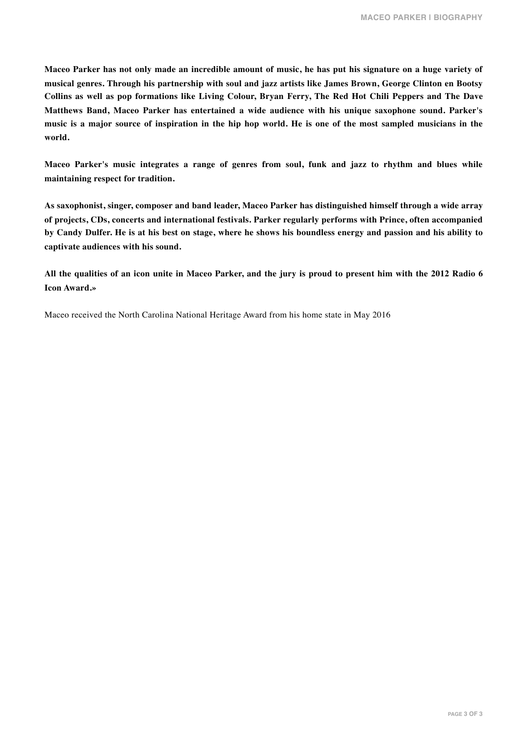**Maceo Parker has not only made an incredible amount of music, he has put his signature on a huge variety of musical genres. Through his partnership with soul and jazz artists like James Brown, George Clinton en Bootsy Collins as well as pop formations like Living Colour, Bryan Ferry, The Red Hot Chili Peppers and The Dave Matthews Band, Maceo Parker has entertained a wide audience with his unique saxophone sound. Parker's music is a major source of inspiration in the hip hop world. He is one of the most sampled musicians in the world.**

**Maceo Parker's music integrates a range of genres from soul, funk and jazz to rhythm and blues while maintaining respect for tradition.**

**As saxophonist, singer, composer and band leader, Maceo Parker has distinguished himself through a wide array of projects, CDs, concerts and international festivals. Parker regularly performs with Prince, often accompanied by Candy Dulfer. He is at his best on stage, where he shows his boundless energy and passion and his ability to captivate audiences with his sound.**

**All the qualities of an icon unite in Maceo Parker, and the jury is proud to present him with the 2012 Radio 6 Icon Award.»**

Maceo received the North Carolina National Heritage Award from his home state in May 2016